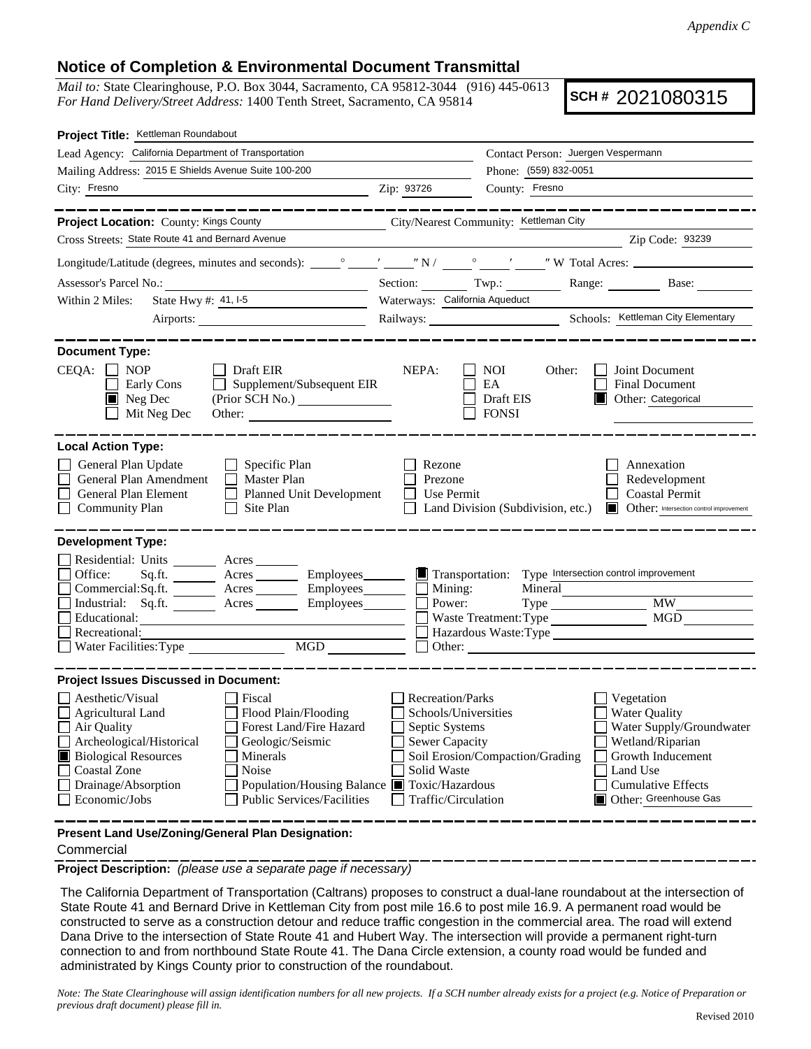*Appendix C*

## Notice of Completion & Environmental Document Transmittal

*Mail to:* State Clearinghouse, P.O. Box 3044, Sacramento, CA 95812-3044 (916) 445-0613
*For Hand Delivery/Street Address:* 1400 Tenth Street, Sacramento, CA 95814

**SCH #** 2021080315

**Project Title:** Kettleman Roundabout

Lead Agency: California Department of Transportation
Contact Person: Juergen Vespermann

Mailing Address: 2015 E Shields Avenue Suite 100-200
Phone: (559) 832-0051

City: Fresno
Zip: 93726
County: Fresno

---

**Project Location:** County: Kings County
City/Nearest Community: Kettleman City

Cross Streets: State Route 41 and Bernard Avenue
Zip Code: 93239

Longitude/Latitude (degrees, minutes and seconds): \_\_\_° \_\_\_′ \_\_\_″ N / \_\_\_° \_\_\_′ \_\_\_″ W Total Acres: \_\_\_\_\_\_

Assessor's Parcel No.: \_\_\_\_\_\_ Section: \_\_\_ Twp.: \_\_\_ Range: \_\_\_ Base: \_\_\_

Within 2 Miles: State Hwy #: 41, I-5
Waterways: California Aqueduct

Airports: \_\_\_\_\_\_
Railways: \_\_\_\_\_\_
Schools: Kettleman City Elementary

---

**Document Type:**

CEQA:
- ☐ NOP
- ☐ Early Cons
- ☒ Neg Dec
- ☐ Mit Neg Dec
- ☐ Draft EIR
- ☐ Supplement/Subsequent EIR (Prior SCH No.) \_\_\_\_\_\_
- Other: \_\_\_\_\_\_

NEPA:
- ☐ NOI
- ☐ EA
- ☐ Draft EIS
- ☐ FONSI

Other:
- ☐ Joint Document
- ☐ Final Document
- ☒ Other: Categorical

---

**Local Action Type:**

- ☐ General Plan Update
- ☐ General Plan Amendment
- ☐ General Plan Element
- ☐ Community Plan
- ☐ Specific Plan
- ☐ Master Plan
- ☐ Planned Unit Development
- ☐ Site Plan
- ☐ Rezone
- ☐ Prezone
- ☐ Use Permit
- ☐ Land Division (Subdivision, etc.)
- ☐ Annexation
- ☐ Redevelopment
- ☐ Coastal Permit
- ☒ Other: Intersection control improvement

---

**Development Type:**

- ☐ Residential: Units \_\_\_ Acres \_\_\_
- ☐ Office: Sq.ft. \_\_\_ Acres \_\_\_ Employees \_\_\_
- ☐ Commercial: Sq.ft. \_\_\_ Acres \_\_\_ Employees \_\_\_
- ☐ Industrial: Sq.ft. \_\_\_ Acres \_\_\_ Employees \_\_\_
- ☐ Educational: \_\_\_\_\_\_
- ☐ Recreational: \_\_\_\_\_\_
- ☐ Water Facilities: Type \_\_\_ MGD \_\_\_
- ☒ Transportation: Type Intersection control improvement
- ☐ Mining: Mineral \_\_\_\_\_\_
- ☐ Power: Type \_\_\_ MW \_\_\_
- ☐ Waste Treatment: Type \_\_\_ MGD \_\_\_
- ☐ Hazardous Waste: Type \_\_\_\_\_\_
- ☐ Other: \_\_\_\_\_\_

---

**Project Issues Discussed in Document:**

- ☐ Aesthetic/Visual
- ☐ Agricultural Land
- ☐ Air Quality
- ☐ Archeological/Historical
- ☒ Biological Resources
- ☐ Coastal Zone
- ☐ Drainage/Absorption
- ☐ Economic/Jobs
- ☐ Fiscal
- ☐ Flood Plain/Flooding
- ☐ Forest Land/Fire Hazard
- ☐ Geologic/Seismic
- ☐ Minerals
- ☐ Noise
- ☐ Population/Housing Balance
- ☐ Public Services/Facilities
- ☐ Recreation/Parks
- ☐ Schools/Universities
- ☐ Septic Systems
- ☐ Sewer Capacity
- ☐ Soil Erosion/Compaction/Grading
- ☐ Solid Waste
- ☒ Toxic/Hazardous
- ☐ Traffic/Circulation
- ☐ Vegetation
- ☐ Water Quality
- ☐ Water Supply/Groundwater
- ☐ Wetland/Riparian
- ☐ Growth Inducement
- ☐ Land Use
- ☐ Cumulative Effects
- ☒ Other: Greenhouse Gas

---

**Present Land Use/Zoning/General Plan Designation:**

Commercial

---

**Project Description:** *(please use a separate page if necessary)*

The California Department of Transportation (Caltrans) proposes to construct a dual-lane roundabout at the intersection of State Route 41 and Bernard Drive in Kettleman City from post mile 16.6 to post mile 16.9. A permanent road would be constructed to serve as a construction detour and reduce traffic congestion in the commercial area. The road will extend Dana Drive to the intersection of State Route 41 and Hubert Way. The intersection will provide a permanent right-turn connection to and from northbound State Route 41. The Dana Circle extension, a county road would be funded and administrated by Kings County prior to construction of the roundabout.

*Note: The State Clearinghouse will assign identification numbers for all new projects. If a SCH number already exists for a project (e.g. Notice of Preparation or previous draft document) please fill in.*

Revised 2010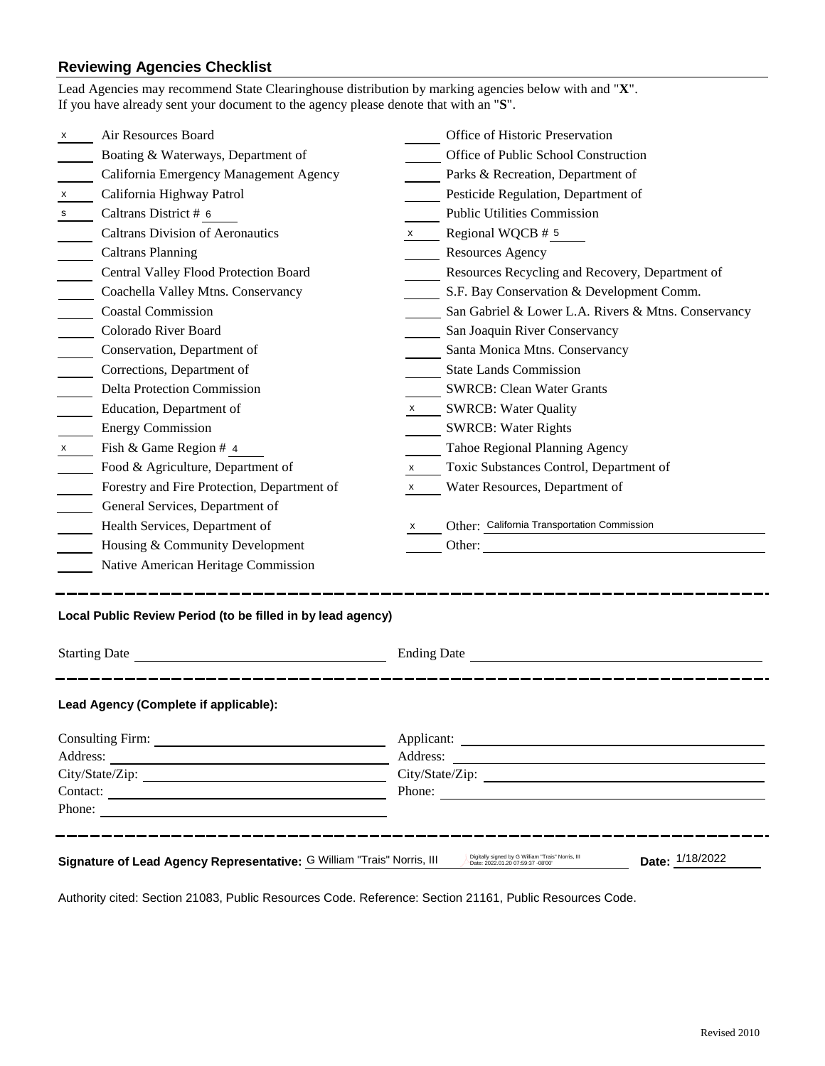## Reviewing Agencies Checklist

Lead Agencies may recommend State Clearinghouse distribution by marking agencies below with and "**X**".
If you have already sent your document to the agency please denote that with an "**S**".

| | | | |
|---|---|---|---|
| x | Air Resources Board | | Office of Historic Preservation |
| | Boating & Waterways, Department of | | Office of Public School Construction |
| | California Emergency Management Agency | | Parks & Recreation, Department of |
| x | California Highway Patrol | | Pesticide Regulation, Department of |
| s | Caltrans District # 6 | | Public Utilities Commission |
| | Caltrans Division of Aeronautics | x | Regional WQCB # 5 |
| | Caltrans Planning | | Resources Agency |
| | Central Valley Flood Protection Board | | Resources Recycling and Recovery, Department of |
| | Coachella Valley Mtns. Conservancy | | S.F. Bay Conservation & Development Comm. |
| | Coastal Commission | | San Gabriel & Lower L.A. Rivers & Mtns. Conservancy |
| | Colorado River Board | | San Joaquin River Conservancy |
| | Conservation, Department of | | Santa Monica Mtns. Conservancy |
| | Corrections, Department of | | State Lands Commission |
| | Delta Protection Commission | | SWRCB: Clean Water Grants |
| | Education, Department of | x | SWRCB: Water Quality |
| | Energy Commission | | SWRCB: Water Rights |
| x | Fish & Game Region # 4 | | Tahoe Regional Planning Agency |
| | Food & Agriculture, Department of | x | Toxic Substances Control, Department of |
| | Forestry and Fire Protection, Department of | x | Water Resources, Department of |
| | General Services, Department of | | |
| | Health Services, Department of | x | Other: California Transportation Commission |
| | Housing & Community Development | | Other: |
| | Native American Heritage Commission | | |

---

### Local Public Review Period (to be filled in by lead agency)

Starting Date ______________________ Ending Date ______________________

---

### Lead Agency (Complete if applicable):

Consulting Firm: ______________________ Applicant: ______________________
Address: ______________________ Address: ______________________
City/State/Zip: ______________________ City/State/Zip: ______________________
Contact: ______________________ Phone: ______________________
Phone: ______________________

---

**Signature of Lead Agency Representative:** G William "Trais" Norris, III (Digitally signed by G William "Trais" Norris, III Date: 2022.01.20 07:59:37 -08'00') **Date:** 1/18/2022

Authority cited: Section 21083, Public Resources Code. Reference: Section 21161, Public Resources Code.

Revised 2010